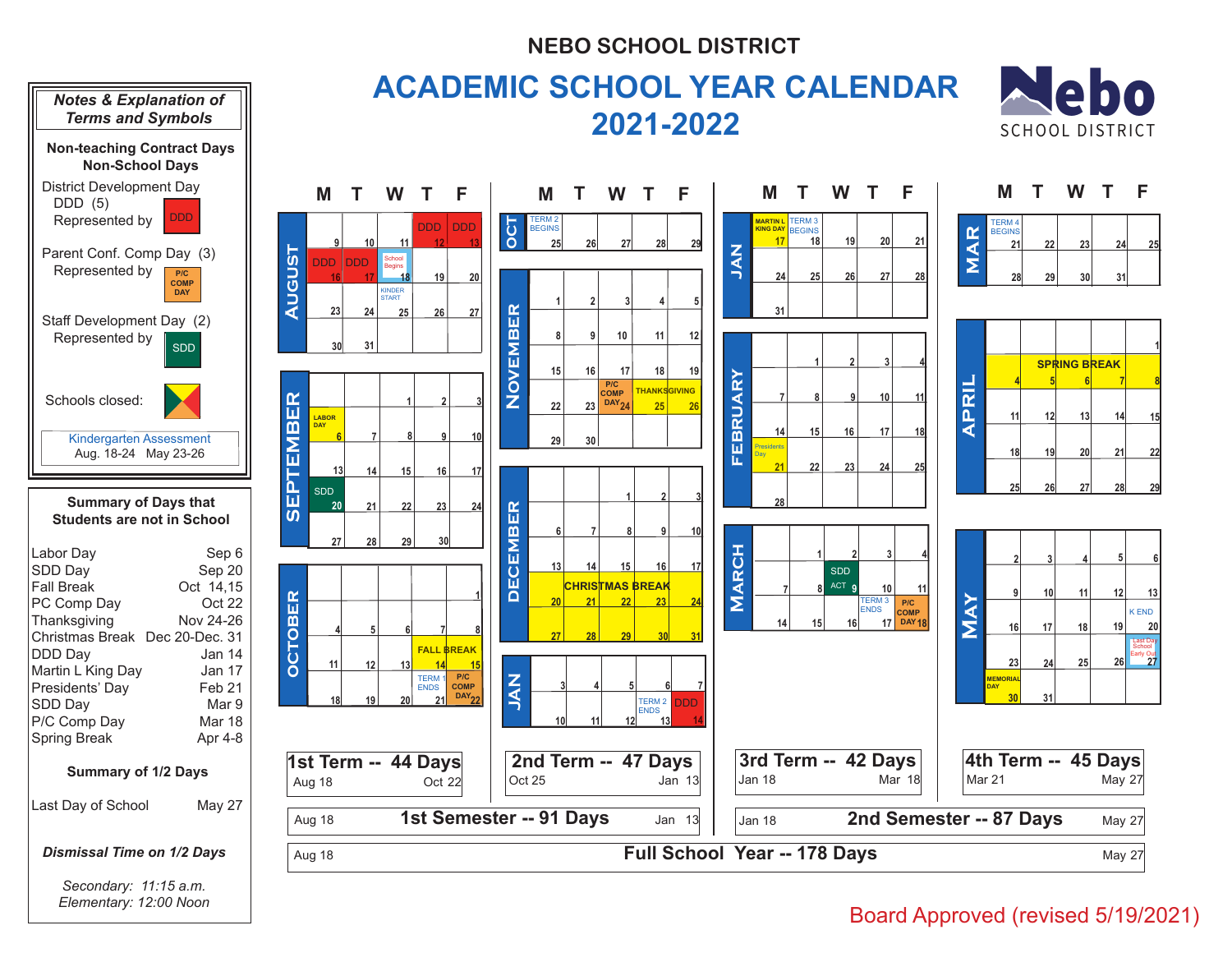# NEBO SCHOOL DISTRICT

# ACADEMIC SCHOOL YEAR CALENDAR 2021-2022

Nebo SCHOOL DISTRICT

## Notes & Explanation of Terms and Symbols

**Non-teaching Contract Days Non-School Days**

District Development Day DDD (5)
Represented by DDD

Parent Conf. Comp Day (3)
Represented by P/C COMP DAY

Staff Development Day (2)
Represented by SDD

Schools closed:

Kindergarten Assessment
Aug. 18-24 May 23-26

## Summary of Days that Students are not in School

| Event | Date |
|---|---|
| Labor Day | Sep 6 |
| SDD Day | Sep 20 |
| Fall Break | Oct 14,15 |
| PC Comp Day | Oct 22 |
| Thanksgiving | Nov 24-26 |
| Christmas Break | Dec 20-Dec. 31 |
| DDD Day | Jan 14 |
| Martin L King Day | Jan 17 |
| Presidents' Day | Feb 21 |
| SDD Day | Mar 9 |
| P/C Comp Day | Mar 18 |
| Spring Break | Apr 4-8 |

## Summary of 1/2 Days

Last Day of School May 27

*Dismissal Time on 1/2 Days*

*Secondary: 11:15 a.m.*
*Elementary: 12:00 Noon*

## AUGUST

| M | T | W | T | F |
|---|---|---|---|---|
| 9 | 10 | 11 | 12 DDD | 13 DDD |
| 16 DDD | 17 DDD | 18 School Begins | 19 | 20 |
| 23 | 24 | 25 KINDER START | 26 | 27 |
| 30 | 31 | | | |

## SEPTEMBER

| M | T | W | T | F |
|---|---|---|---|---|
| | | 1 | 2 | 3 |
| 6 LABOR DAY | 7 | 8 | 9 | 10 |
| 13 | 14 | 15 | 16 | 17 |
| 20 SDD | 21 | 22 | 23 | 24 |
| 27 | 28 | 29 | 30 | |

## OCTOBER

| M | T | W | T | F |
|---|---|---|---|---|
| | | | | 1 |
| 4 | 5 | 6 | 7 | 8 |
| 11 | 12 | 13 | 14 FALL BREAK | 15 FALL BREAK |
| 18 | 19 | 20 | 21 TERM 1 ENDS | 22 P/C COMP DAY |
| 25 TERM 2 BEGINS | 26 | 27 | 28 | 29 |

## NOVEMBER

| M | T | W | T | F |
|---|---|---|---|---|
| 1 | 2 | 3 | 4 | 5 |
| 8 | 9 | 10 | 11 | 12 |
| 15 | 16 | 17 | 18 | 19 |
| 22 | 23 | 24 P/C COMP DAY | 25 THANKSGIVING | 26 THANKSGIVING |
| 29 | 30 | | | |

## DECEMBER

| M | T | W | T | F |
|---|---|---|---|---|
| | | 1 | 2 | 3 |
| 6 | 7 | 8 | 9 | 10 |
| 13 | 14 | 15 | 16 | 17 |
| 20 CHRISTMAS BREAK | 21 CHRISTMAS BREAK | 22 CHRISTMAS BREAK | 23 CHRISTMAS BREAK | 24 CHRISTMAS BREAK |
| 27 | 28 | 29 | 30 | 31 |

## JANUARY

| M | T | W | T | F |
|---|---|---|---|---|
| 3 | 4 | 5 | 6 | 7 |
| 10 | 11 | 12 | 13 TERM 2 ENDS | 14 DDD |
| 17 MARTIN L KING DAY | 18 TERM 3 BEGINS | 19 | 20 | 21 |
| 24 | 25 | 26 | 27 | 28 |
| 31 | | | | |

## FEBRUARY

| M | T | W | T | F |
|---|---|---|---|---|
| | 1 | 2 | 3 | 4 |
| 7 | 8 | 9 | 10 | 11 |
| 14 | 15 | 16 | 17 | 18 |
| 21 Presidents Day | 22 | 23 | 24 | 25 |
| 28 | | | | |

## MARCH

| M | T | W | T | F |
|---|---|---|---|---|
| | 1 | 2 | 3 | 4 |
| 7 | 8 | 9 SDD ACT | 10 | 11 |
| 14 | 15 | 16 | 17 TERM 3 ENDS | 18 P/C COMP DAY |
| 21 TERM 4 BEGINS | 22 | 23 | 24 | 25 |
| 28 | 29 | 30 | 31 | |

## APRIL

| M | T | W | T | F |
|---|---|---|---|---|
| | | | | 1 |
| 4 SPRING BREAK | 5 SPRING BREAK | 6 SPRING BREAK | 7 SPRING BREAK | 8 SPRING BREAK |
| 11 | 12 | 13 | 14 | 15 |
| 18 | 19 | 20 | 21 | 22 |
| 25 | 26 | 27 | 28 | 29 |

## MAY

| M | T | W | T | F |
|---|---|---|---|---|
| 2 | 3 | 4 | 5 | 6 |
| 9 | 10 | 11 | 12 | 13 |
| 16 | 17 | 18 | 19 | 20 K END |
| 23 | 24 | 25 | 26 | 27 Last Day School Early Out |
| 30 MEMORIAL DAY | 31 | | | |

## Terms

| Term | Days | Start | End |
|---|---|---|---|
| 1st Term | 44 Days | Aug 18 | Oct 22 |
| 2nd Term | 47 Days | Oct 25 | Jan 13 |
| 3rd Term | 42 Days | Jan 18 | Mar 18 |
| 4th Term | 45 Days | Mar 21 | May 27 |
| 1st Semester | 91 Days | Aug 18 | Jan 13 |
| 2nd Semester | 87 Days | Jan 18 | May 27 |
| Full School Year | 178 Days | Aug 18 | May 27 |

Board Approved (revised 5/19/2021)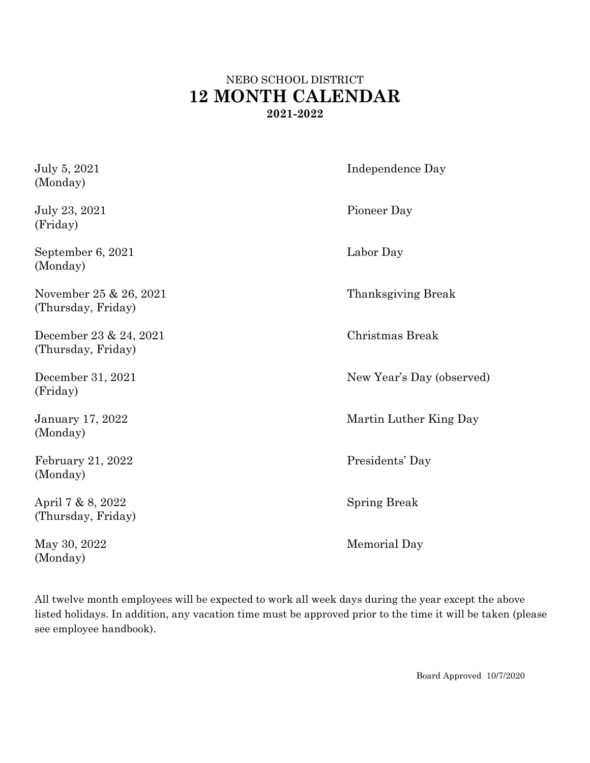NEBO SCHOOL DISTRICT

# 12 MONTH CALENDAR

**2021-2022**

| | |
|---|---|
| July 5, 2021 (Monday) | Independence Day |
| July 23, 2021 (Friday) | Pioneer Day |
| September 6, 2021 (Monday) | Labor Day |
| November 25 & 26, 2021 (Thursday, Friday) | Thanksgiving Break |
| December 23 & 24, 2021 (Thursday, Friday) | Christmas Break |
| December 31, 2021 (Friday) | New Year's Day (observed) |
| January 17, 2022 (Monday) | Martin Luther King Day |
| February 21, 2022 (Monday) | Presidents' Day |
| April 7 & 8, 2022 (Thursday, Friday) | Spring Break |
| May 30, 2022 (Monday) | Memorial Day |

All twelve month employees will be expected to work all week days during the year except the above listed holidays. In addition, any vacation time must be approved prior to the time it will be taken (please see employee handbook).

Board Approved 10/7/2020